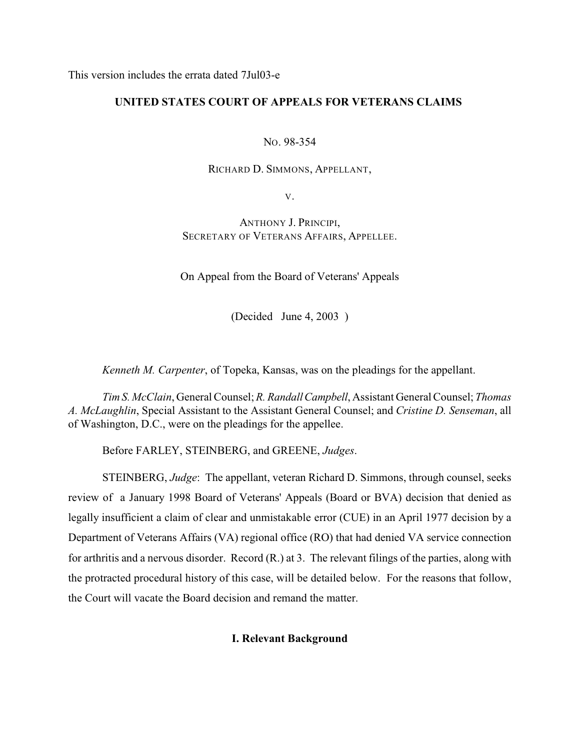This version includes the errata dated 7Jul03-e

**UNITED STATES COURT OF APPEALS FOR VETERANS CLAIMS**

NO. 98-354

RICHARD D. SIMMONS, APPELLANT,

V.

ANTHONY J. PRINCIPI,
SECRETARY OF VETERANS AFFAIRS, APPELLEE.

On Appeal from the Board of Veterans' Appeals

(Decided June 4, 2003 )

*Kenneth M. Carpenter*, of Topeka, Kansas, was on the pleadings for the appellant.

*Tim S. McClain*, General Counsel; *R. Randall Campbell*, Assistant General Counsel; *Thomas A. McLaughlin*, Special Assistant to the Assistant General Counsel; and *Cristine D. Senseman*, all of Washington, D.C., were on the pleadings for the appellee.

Before FARLEY, STEINBERG, and GREENE, *Judges*.

STEINBERG, *Judge*: The appellant, veteran Richard D. Simmons, through counsel, seeks review of a January 1998 Board of Veterans' Appeals (Board or BVA) decision that denied as legally insufficient a claim of clear and unmistakable error (CUE) in an April 1977 decision by a Department of Veterans Affairs (VA) regional office (RO) that had denied VA service connection for arthritis and a nervous disorder. Record (R.) at 3. The relevant filings of the parties, along with the protracted procedural history of this case, will be detailed below. For the reasons that follow, the Court will vacate the Board decision and remand the matter.

## I. Relevant Background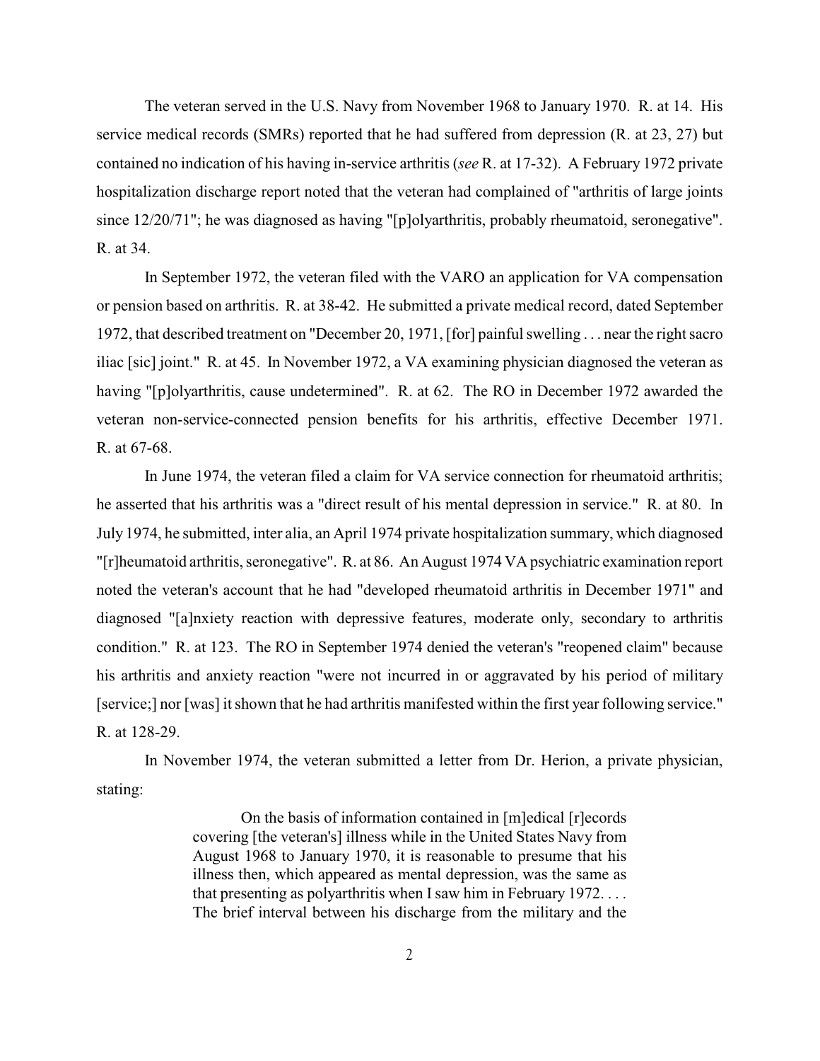The veteran served in the U.S. Navy from November 1968 to January 1970. R. at 14. His service medical records (SMRs) reported that he had suffered from depression (R. at 23, 27) but contained no indication of his having in-service arthritis (*see* R. at 17-32). A February 1972 private hospitalization discharge report noted that the veteran had complained of "arthritis of large joints since 12/20/71"; he was diagnosed as having "[p]olyarthritis, probably rheumatoid, seronegative". R. at 34.

In September 1972, the veteran filed with the VARO an application for VA compensation or pension based on arthritis. R. at 38-42. He submitted a private medical record, dated September 1972, that described treatment on "December 20, 1971, [for] painful swelling . . . near the right sacro iliac [sic] joint." R. at 45. In November 1972, a VA examining physician diagnosed the veteran as having "[p]olyarthritis, cause undetermined". R. at 62. The RO in December 1972 awarded the veteran non-service-connected pension benefits for his arthritis, effective December 1971. R. at 67-68.

In June 1974, the veteran filed a claim for VA service connection for rheumatoid arthritis; he asserted that his arthritis was a "direct result of his mental depression in service." R. at 80. In July 1974, he submitted, inter alia, an April 1974 private hospitalization summary, which diagnosed "[r]heumatoid arthritis, seronegative". R. at 86. An August 1974 VA psychiatric examination report noted the veteran's account that he had "developed rheumatoid arthritis in December 1971" and diagnosed "[a]nxiety reaction with depressive features, moderate only, secondary to arthritis condition." R. at 123. The RO in September 1974 denied the veteran's "reopened claim" because his arthritis and anxiety reaction "were not incurred in or aggravated by his period of military [service;] nor [was] it shown that he had arthritis manifested within the first year following service." R. at 128-29.

In November 1974, the veteran submitted a letter from Dr. Herion, a private physician, stating:

> On the basis of information contained in [m]edical [r]ecords covering [the veteran's] illness while in the United States Navy from August 1968 to January 1970, it is reasonable to presume that his illness then, which appeared as mental depression, was the same as that presenting as polyarthritis when I saw him in February 1972. . . . The brief interval between his discharge from the military and the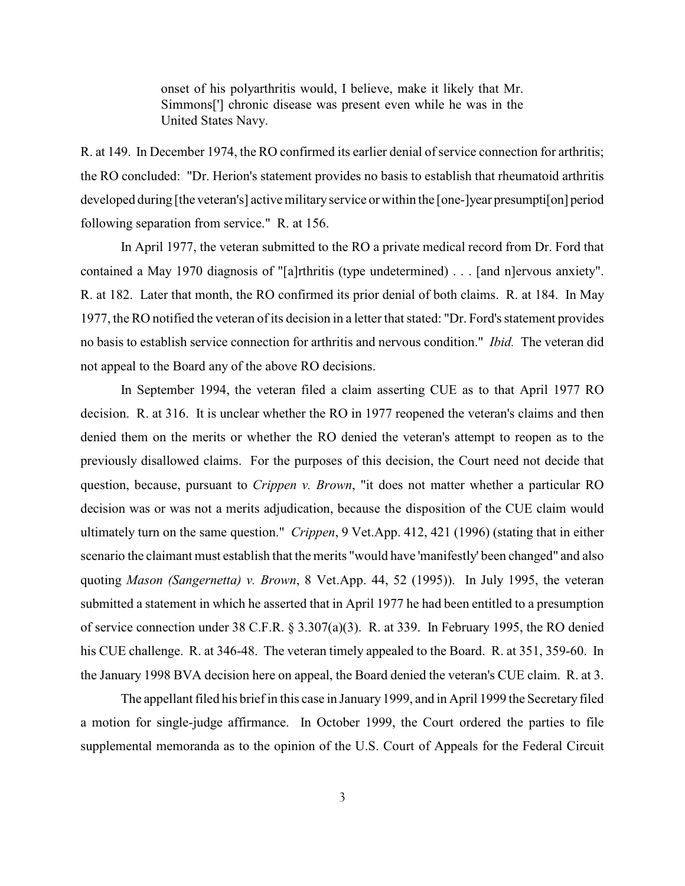> onset of his polyarthritis would, I believe, make it likely that Mr. Simmons['] chronic disease was present even while he was in the United States Navy.

R. at 149. In December 1974, the RO confirmed its earlier denial of service connection for arthritis; the RO concluded: "Dr. Herion's statement provides no basis to establish that rheumatoid arthritis developed during [the veteran's] active military service or within the [one-]year presumpti[on] period following separation from service." R. at 156.

In April 1977, the veteran submitted to the RO a private medical record from Dr. Ford that contained a May 1970 diagnosis of "[a]rthritis (type undetermined) . . . [and n]ervous anxiety". R. at 182. Later that month, the RO confirmed its prior denial of both claims. R. at 184. In May 1977, the RO notified the veteran of its decision in a letter that stated: "Dr. Ford's statement provides no basis to establish service connection for arthritis and nervous condition." *Ibid.* The veteran did not appeal to the Board any of the above RO decisions.

In September 1994, the veteran filed a claim asserting CUE as to that April 1977 RO decision. R. at 316. It is unclear whether the RO in 1977 reopened the veteran's claims and then denied them on the merits or whether the RO denied the veteran's attempt to reopen as to the previously disallowed claims. For the purposes of this decision, the Court need not decide that question, because, pursuant to *Crippen v. Brown*, "it does not matter whether a particular RO decision was or was not a merits adjudication, because the disposition of the CUE claim would ultimately turn on the same question." *Crippen*, 9 Vet.App. 412, 421 (1996) (stating that in either scenario the claimant must establish that the merits "would have 'manifestly' been changed" and also quoting *Mason (Sangernetta) v. Brown*, 8 Vet.App. 44, 52 (1995)). In July 1995, the veteran submitted a statement in which he asserted that in April 1977 he had been entitled to a presumption of service connection under 38 C.F.R. § 3.307(a)(3). R. at 339. In February 1995, the RO denied his CUE challenge. R. at 346-48. The veteran timely appealed to the Board. R. at 351, 359-60. In the January 1998 BVA decision here on appeal, the Board denied the veteran's CUE claim. R. at 3.

The appellant filed his brief in this case in January 1999, and in April 1999 the Secretary filed a motion for single-judge affirmance. In October 1999, the Court ordered the parties to file supplemental memoranda as to the opinion of the U.S. Court of Appeals for the Federal Circuit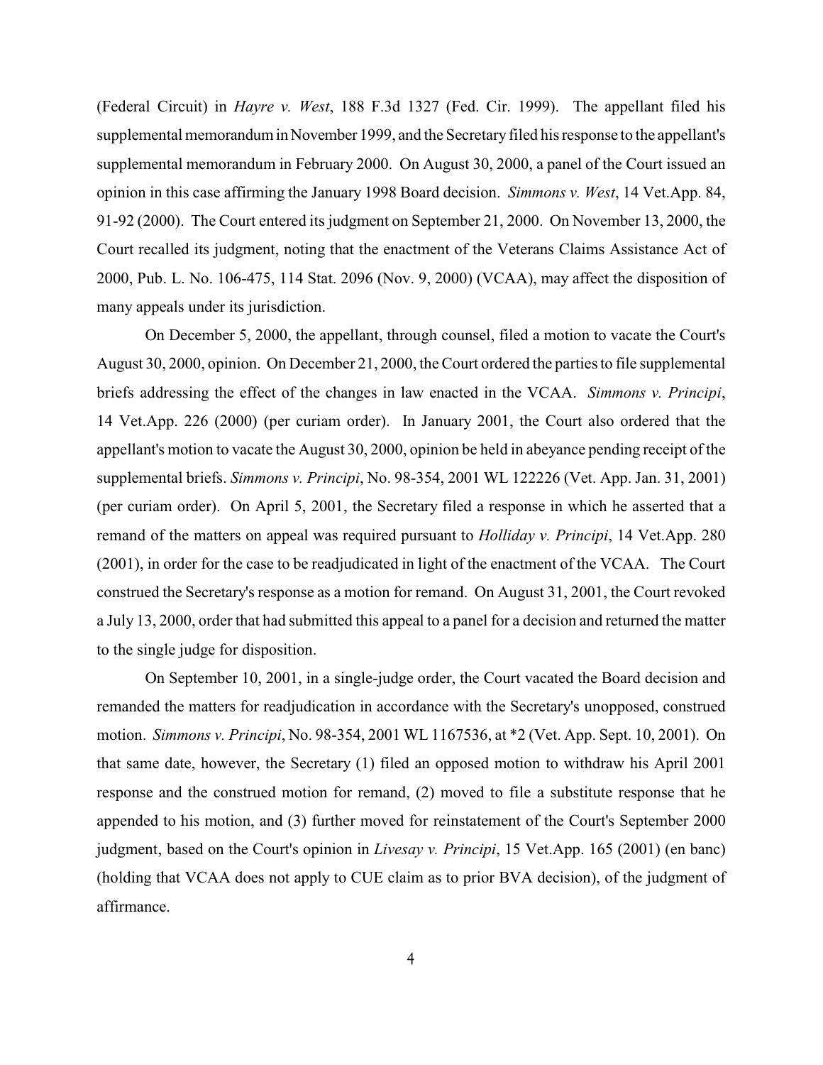(Federal Circuit) in *Hayre v. West*, 188 F.3d 1327 (Fed. Cir. 1999). The appellant filed his supplemental memorandum in November 1999, and the Secretary filed his response to the appellant's supplemental memorandum in February 2000. On August 30, 2000, a panel of the Court issued an opinion in this case affirming the January 1998 Board decision. *Simmons v. West*, 14 Vet.App. 84, 91-92 (2000). The Court entered its judgment on September 21, 2000. On November 13, 2000, the Court recalled its judgment, noting that the enactment of the Veterans Claims Assistance Act of 2000, Pub. L. No. 106-475, 114 Stat. 2096 (Nov. 9, 2000) (VCAA), may affect the disposition of many appeals under its jurisdiction.

On December 5, 2000, the appellant, through counsel, filed a motion to vacate the Court's August 30, 2000, opinion. On December 21, 2000, the Court ordered the parties to file supplemental briefs addressing the effect of the changes in law enacted in the VCAA. *Simmons v. Principi*, 14 Vet.App. 226 (2000) (per curiam order). In January 2001, the Court also ordered that the appellant's motion to vacate the August 30, 2000, opinion be held in abeyance pending receipt of the supplemental briefs. *Simmons v. Principi*, No. 98-354, 2001 WL 122226 (Vet. App. Jan. 31, 2001) (per curiam order). On April 5, 2001, the Secretary filed a response in which he asserted that a remand of the matters on appeal was required pursuant to *Holliday v. Principi*, 14 Vet.App. 280 (2001), in order for the case to be readjudicated in light of the enactment of the VCAA. The Court construed the Secretary's response as a motion for remand. On August 31, 2001, the Court revoked a July 13, 2000, order that had submitted this appeal to a panel for a decision and returned the matter to the single judge for disposition.

On September 10, 2001, in a single-judge order, the Court vacated the Board decision and remanded the matters for readjudication in accordance with the Secretary's unopposed, construed motion. *Simmons v. Principi*, No. 98-354, 2001 WL 1167536, at *2 (Vet. App. Sept. 10, 2001). On that same date, however, the Secretary (1) filed an opposed motion to withdraw his April 2001 response and the construed motion for remand, (2) moved to file a substitute response that he appended to his motion, and (3) further moved for reinstatement of the Court's September 2000 judgment, based on the Court's opinion in *Livesay v. Principi*, 15 Vet.App. 165 (2001) (en banc) (holding that VCAA does not apply to CUE claim as to prior BVA decision), of the judgment of affirmance.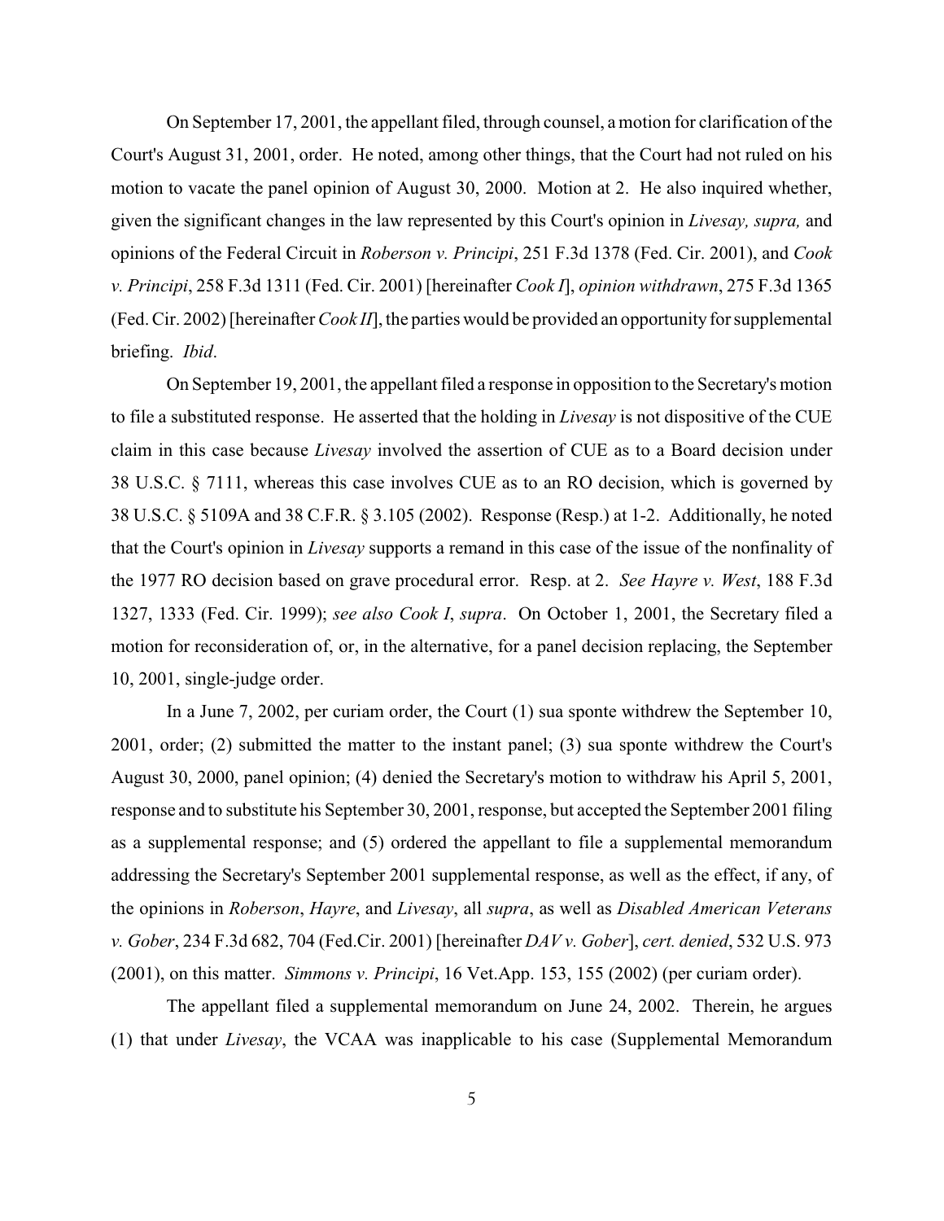On September 17, 2001, the appellant filed, through counsel, a motion for clarification of the Court's August 31, 2001, order. He noted, among other things, that the Court had not ruled on his motion to vacate the panel opinion of August 30, 2000. Motion at 2. He also inquired whether, given the significant changes in the law represented by this Court's opinion in *Livesay, supra,* and opinions of the Federal Circuit in *Roberson v. Principi*, 251 F.3d 1378 (Fed. Cir. 2001), and *Cook v. Principi*, 258 F.3d 1311 (Fed. Cir. 2001) [hereinafter *Cook I*], *opinion withdrawn*, 275 F.3d 1365 (Fed. Cir. 2002) [hereinafter *Cook II*], the parties would be provided an opportunity for supplemental briefing. *Ibid*.

On September 19, 2001, the appellant filed a response in opposition to the Secretary's motion to file a substituted response. He asserted that the holding in *Livesay* is not dispositive of the CUE claim in this case because *Livesay* involved the assertion of CUE as to a Board decision under 38 U.S.C. § 7111, whereas this case involves CUE as to an RO decision, which is governed by 38 U.S.C. § 5109A and 38 C.F.R. § 3.105 (2002). Response (Resp.) at 1-2. Additionally, he noted that the Court's opinion in *Livesay* supports a remand in this case of the issue of the nonfinality of the 1977 RO decision based on grave procedural error. Resp. at 2. *See Hayre v. West*, 188 F.3d 1327, 1333 (Fed. Cir. 1999); *see also Cook I*, *supra*. On October 1, 2001, the Secretary filed a motion for reconsideration of, or, in the alternative, for a panel decision replacing, the September 10, 2001, single-judge order.

In a June 7, 2002, per curiam order, the Court (1) sua sponte withdrew the September 10, 2001, order; (2) submitted the matter to the instant panel; (3) sua sponte withdrew the Court's August 30, 2000, panel opinion; (4) denied the Secretary's motion to withdraw his April 5, 2001, response and to substitute his September 30, 2001, response, but accepted the September 2001 filing as a supplemental response; and (5) ordered the appellant to file a supplemental memorandum addressing the Secretary's September 2001 supplemental response, as well as the effect, if any, of the opinions in *Roberson*, *Hayre*, and *Livesay*, all *supra*, as well as *Disabled American Veterans v. Gober*, 234 F.3d 682, 704 (Fed.Cir. 2001) [hereinafter *DAV v. Gober*], *cert. denied*, 532 U.S. 973 (2001), on this matter. *Simmons v. Principi*, 16 Vet.App. 153, 155 (2002) (per curiam order).

The appellant filed a supplemental memorandum on June 24, 2002. Therein, he argues (1) that under *Livesay*, the VCAA was inapplicable to his case (Supplemental Memorandum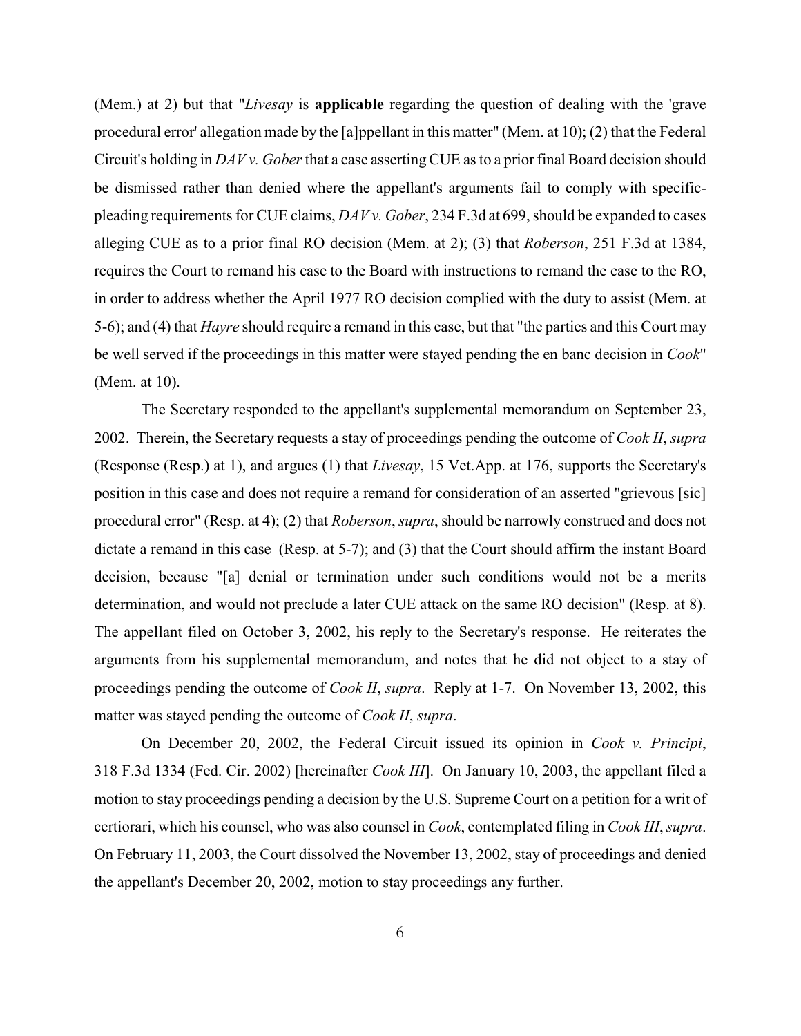(Mem.) at 2) but that "*Livesay* is **applicable** regarding the question of dealing with the 'grave procedural error' allegation made by the [a]ppellant in this matter" (Mem. at 10); (2) that the Federal Circuit's holding in *DAV v. Gober* that a case asserting CUE as to a prior final Board decision should be dismissed rather than denied where the appellant's arguments fail to comply with specific-pleading requirements for CUE claims, *DAV v. Gober*, 234 F.3d at 699, should be expanded to cases alleging CUE as to a prior final RO decision (Mem. at 2); (3) that *Roberson*, 251 F.3d at 1384, requires the Court to remand his case to the Board with instructions to remand the case to the RO, in order to address whether the April 1977 RO decision complied with the duty to assist (Mem. at 5-6); and (4) that *Hayre* should require a remand in this case, but that "the parties and this Court may be well served if the proceedings in this matter were stayed pending the en banc decision in *Cook*" (Mem. at 10).

The Secretary responded to the appellant's supplemental memorandum on September 23, 2002. Therein, the Secretary requests a stay of proceedings pending the outcome of *Cook II*, *supra* (Response (Resp.) at 1), and argues (1) that *Livesay*, 15 Vet.App. at 176, supports the Secretary's position in this case and does not require a remand for consideration of an asserted "grievous [sic] procedural error" (Resp. at 4); (2) that *Roberson*, *supra*, should be narrowly construed and does not dictate a remand in this case (Resp. at 5-7); and (3) that the Court should affirm the instant Board decision, because "[a] denial or termination under such conditions would not be a merits determination, and would not preclude a later CUE attack on the same RO decision" (Resp. at 8). The appellant filed on October 3, 2002, his reply to the Secretary's response. He reiterates the arguments from his supplemental memorandum, and notes that he did not object to a stay of proceedings pending the outcome of *Cook II*, *supra*. Reply at 1-7. On November 13, 2002, this matter was stayed pending the outcome of *Cook II*, *supra*.

On December 20, 2002, the Federal Circuit issued its opinion in *Cook v. Principi*, 318 F.3d 1334 (Fed. Cir. 2002) [hereinafter *Cook III*]. On January 10, 2003, the appellant filed a motion to stay proceedings pending a decision by the U.S. Supreme Court on a petition for a writ of certiorari, which his counsel, who was also counsel in *Cook*, contemplated filing in *Cook III*, *supra*. On February 11, 2003, the Court dissolved the November 13, 2002, stay of proceedings and denied the appellant's December 20, 2002, motion to stay proceedings any further.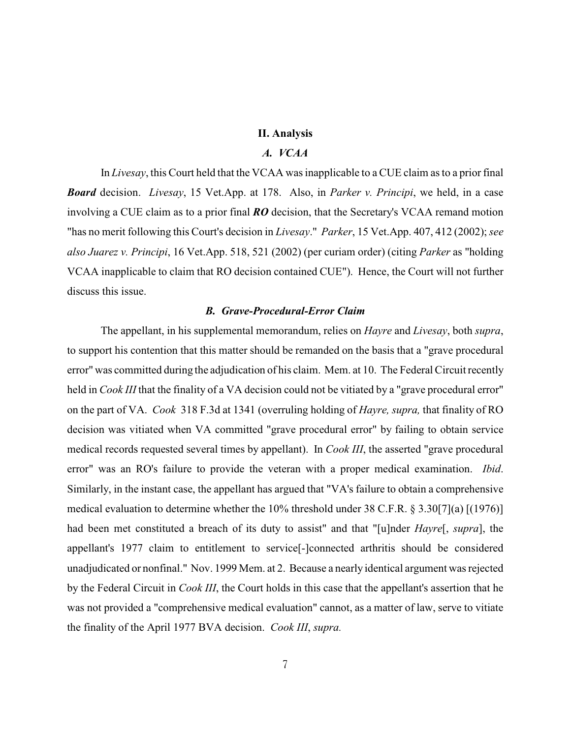## II. Analysis

### *A. VCAA*

In *Livesay*, this Court held that the VCAA was inapplicable to a CUE claim as to a prior final ***Board*** decision. *Livesay*, 15 Vet.App. at 178. Also, in *Parker v. Principi*, we held, in a case involving a CUE claim as to a prior final ***RO*** decision, that the Secretary's VCAA remand motion "has no merit following this Court's decision in *Livesay*." *Parker*, 15 Vet.App. 407, 412 (2002); *see also Juarez v. Principi*, 16 Vet.App. 518, 521 (2002) (per curiam order) (citing *Parker* as "holding VCAA inapplicable to claim that RO decision contained CUE"). Hence, the Court will not further discuss this issue.

### *B. Grave-Procedural-Error Claim*

The appellant, in his supplemental memorandum, relies on *Hayre* and *Livesay*, both *supra*, to support his contention that this matter should be remanded on the basis that a "grave procedural error" was committed during the adjudication of his claim. Mem. at 10. The Federal Circuit recently held in *Cook III* that the finality of a VA decision could not be vitiated by a "grave procedural error" on the part of VA. *Cook* 318 F.3d at 1341 (overruling holding of *Hayre, supra,* that finality of RO decision was vitiated when VA committed "grave procedural error" by failing to obtain service medical records requested several times by appellant). In *Cook III*, the asserted "grave procedural error" was an RO's failure to provide the veteran with a proper medical examination. *Ibid*. Similarly, in the instant case, the appellant has argued that "VA's failure to obtain a comprehensive medical evaluation to determine whether the 10% threshold under 38 C.F.R. § 3.30[7](a) [(1976)] had been met constituted a breach of its duty to assist" and that "[u]nder *Hayre*[, *supra*], the appellant's 1977 claim to entitlement to service[-]connected arthritis should be considered unadjudicated or nonfinal." Nov. 1999 Mem. at 2. Because a nearly identical argument was rejected by the Federal Circuit in *Cook III*, the Court holds in this case that the appellant's assertion that he was not provided a "comprehensive medical evaluation" cannot, as a matter of law, serve to vitiate the finality of the April 1977 BVA decision. *Cook III*, *supra.*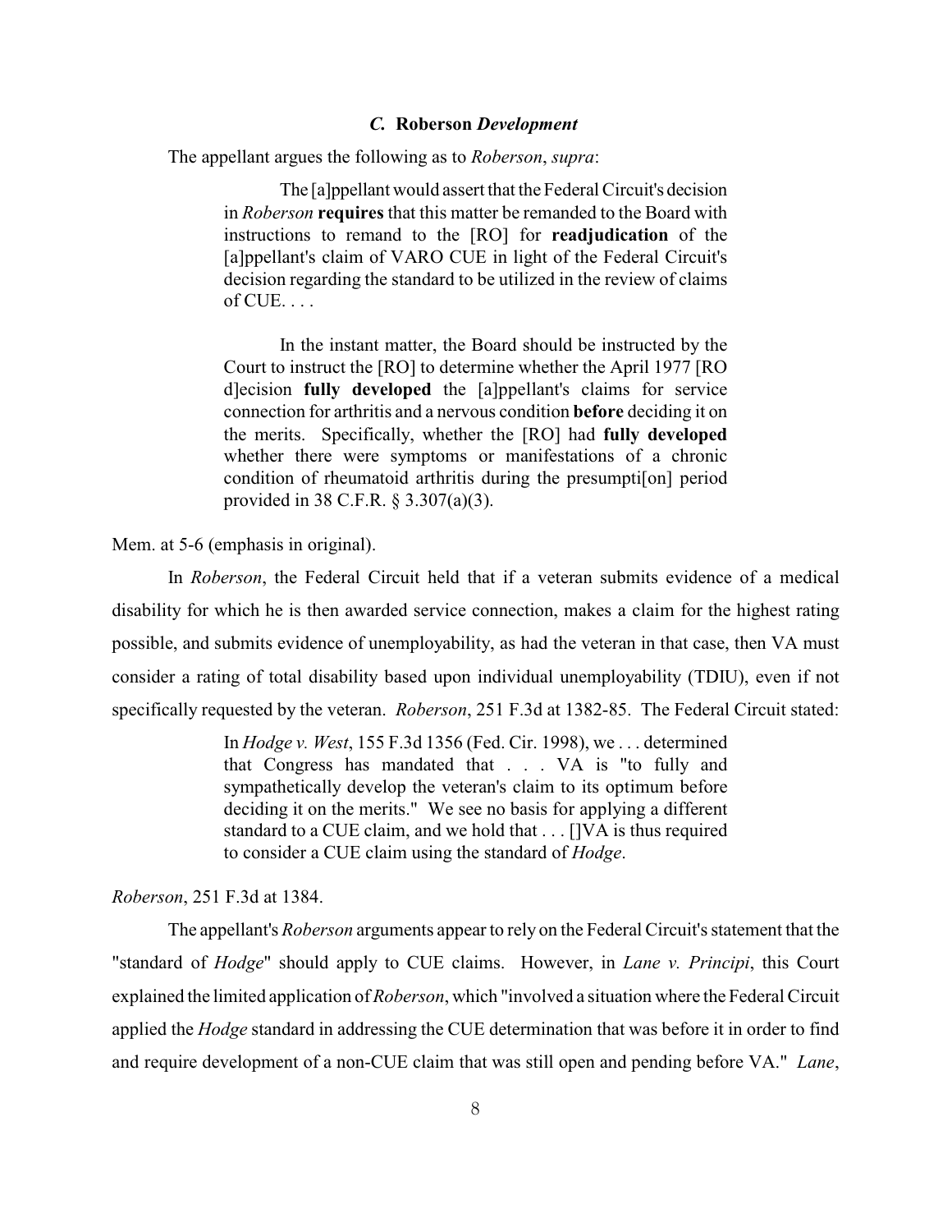### *C.* **Roberson** *Development*

The appellant argues the following as to *Roberson*, *supra*:

> The [a]ppellant would assert that the Federal Circuit's decision in *Roberson* **requires** that this matter be remanded to the Board with instructions to remand to the [RO] for **readjudication** of the [a]ppellant's claim of VARO CUE in light of the Federal Circuit's decision regarding the standard to be utilized in the review of claims of CUE. . . .
>
> In the instant matter, the Board should be instructed by the Court to instruct the [RO] to determine whether the April 1977 [RO d]ecision **fully developed** the [a]ppellant's claims for service connection for arthritis and a nervous condition **before** deciding it on the merits. Specifically, whether the [RO] had **fully developed** whether there were symptoms or manifestations of a chronic condition of rheumatoid arthritis during the presumpti[on] period provided in 38 C.F.R. § 3.307(a)(3).

Mem. at 5-6 (emphasis in original).

In *Roberson*, the Federal Circuit held that if a veteran submits evidence of a medical disability for which he is then awarded service connection, makes a claim for the highest rating possible, and submits evidence of unemployability, as had the veteran in that case, then VA must consider a rating of total disability based upon individual unemployability (TDIU), even if not specifically requested by the veteran. *Roberson*, 251 F.3d at 1382-85. The Federal Circuit stated:

> In *Hodge v. West*, 155 F.3d 1356 (Fed. Cir. 1998), we . . . determined that Congress has mandated that . . . VA is "to fully and sympathetically develop the veteran's claim to its optimum before deciding it on the merits." We see no basis for applying a different standard to a CUE claim, and we hold that . . . []VA is thus required to consider a CUE claim using the standard of *Hodge*.

*Roberson*, 251 F.3d at 1384.

The appellant's *Roberson* arguments appear to rely on the Federal Circuit's statement that the "standard of *Hodge*" should apply to CUE claims. However, in *Lane v. Principi*, this Court explained the limited application of *Roberson*, which "involved a situation where the Federal Circuit applied the *Hodge* standard in addressing the CUE determination that was before it in order to find and require development of a non-CUE claim that was still open and pending before VA." *Lane*,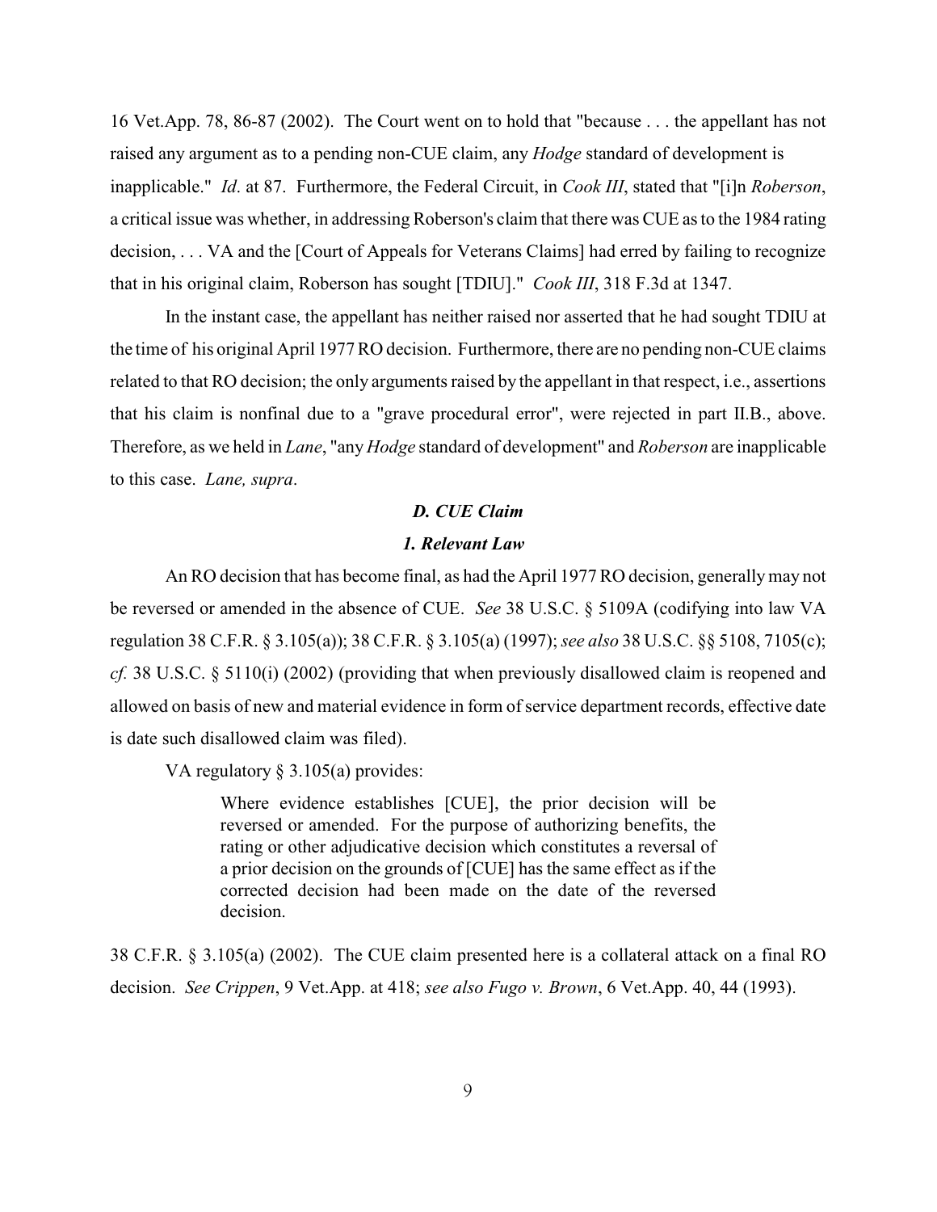16 Vet.App. 78, 86-87 (2002). The Court went on to hold that "because . . . the appellant has not raised any argument as to a pending non-CUE claim, any *Hodge* standard of development is inapplicable." *Id*. at 87. Furthermore, the Federal Circuit, in *Cook III*, stated that "[i]n *Roberson*, a critical issue was whether, in addressing Roberson's claim that there was CUE as to the 1984 rating decision, . . . VA and the [Court of Appeals for Veterans Claims] had erred by failing to recognize that in his original claim, Roberson has sought [TDIU]." *Cook III*, 318 F.3d at 1347.

In the instant case, the appellant has neither raised nor asserted that he had sought TDIU at the time of his original April 1977 RO decision. Furthermore, there are no pending non-CUE claims related to that RO decision; the only arguments raised by the appellant in that respect, i.e., assertions that his claim is nonfinal due to a "grave procedural error", were rejected in part II.B., above. Therefore, as we held in *Lane*, "any *Hodge* standard of development" and *Roberson* are inapplicable to this case. *Lane, supra*.

### *D. CUE Claim*

#### *1. Relevant Law*

An RO decision that has become final, as had the April 1977 RO decision, generally may not be reversed or amended in the absence of CUE. *See* 38 U.S.C. § 5109A (codifying into law VA regulation 38 C.F.R. § 3.105(a)); 38 C.F.R. § 3.105(a) (1997); *see also* 38 U.S.C. §§ 5108, 7105(c); *cf.* 38 U.S.C. § 5110(i) (2002) (providing that when previously disallowed claim is reopened and allowed on basis of new and material evidence in form of service department records, effective date is date such disallowed claim was filed).

VA regulatory § 3.105(a) provides:

> Where evidence establishes [CUE], the prior decision will be reversed or amended. For the purpose of authorizing benefits, the rating or other adjudicative decision which constitutes a reversal of a prior decision on the grounds of [CUE] has the same effect as if the corrected decision had been made on the date of the reversed decision.

38 C.F.R. § 3.105(a) (2002). The CUE claim presented here is a collateral attack on a final RO decision. *See Crippen*, 9 Vet.App. at 418; *see also Fugo v. Brown*, 6 Vet.App. 40, 44 (1993).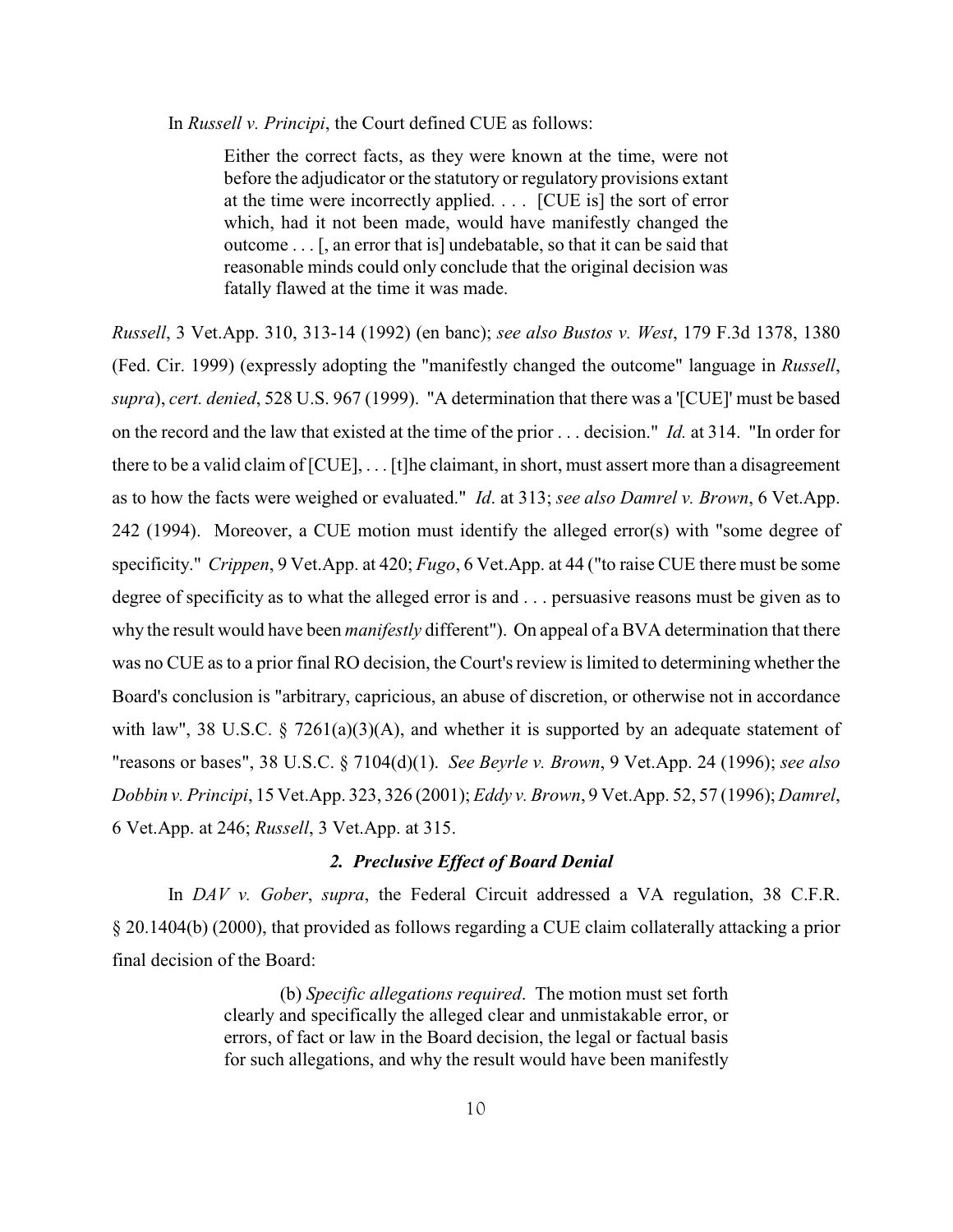In *Russell v. Principi*, the Court defined CUE as follows:

> Either the correct facts, as they were known at the time, were not before the adjudicator or the statutory or regulatory provisions extant at the time were incorrectly applied. . . . [CUE is] the sort of error which, had it not been made, would have manifestly changed the outcome . . . [, an error that is] undebatable, so that it can be said that reasonable minds could only conclude that the original decision was fatally flawed at the time it was made.

*Russell*, 3 Vet.App. 310, 313-14 (1992) (en banc); *see also Bustos v. West*, 179 F.3d 1378, 1380 (Fed. Cir. 1999) (expressly adopting the "manifestly changed the outcome" language in *Russell*, *supra*), *cert. denied*, 528 U.S. 967 (1999). "A determination that there was a '[CUE]' must be based on the record and the law that existed at the time of the prior . . . decision." *Id.* at 314. "In order for there to be a valid claim of [CUE], . . . [t]he claimant, in short, must assert more than a disagreement as to how the facts were weighed or evaluated." *Id*. at 313; *see also Damrel v. Brown*, 6 Vet.App. 242 (1994). Moreover, a CUE motion must identify the alleged error(s) with "some degree of specificity." *Crippen*, 9 Vet.App. at 420; *Fugo*, 6 Vet.App. at 44 ("to raise CUE there must be some degree of specificity as to what the alleged error is and . . . persuasive reasons must be given as to why the result would have been *manifestly* different"). On appeal of a BVA determination that there was no CUE as to a prior final RO decision, the Court's review is limited to determining whether the Board's conclusion is "arbitrary, capricious, an abuse of discretion, or otherwise not in accordance with law", 38 U.S.C. § 7261(a)(3)(A), and whether it is supported by an adequate statement of "reasons or bases", 38 U.S.C. § 7104(d)(1). *See Beyrle v. Brown*, 9 Vet.App. 24 (1996); *see also Dobbin v. Principi*, 15 Vet.App. 323, 326 (2001); *Eddy v. Brown*, 9 Vet.App. 52, 57 (1996); *Damrel*, 6 Vet.App. at 246; *Russell*, 3 Vet.App. at 315.

### *2. Preclusive Effect of Board Denial*

In *DAV v. Gober*, *supra*, the Federal Circuit addressed a VA regulation, 38 C.F.R. § 20.1404(b) (2000), that provided as follows regarding a CUE claim collaterally attacking a prior final decision of the Board:

> (b) *Specific allegations required*. The motion must set forth clearly and specifically the alleged clear and unmistakable error, or errors, of fact or law in the Board decision, the legal or factual basis for such allegations, and why the result would have been manifestly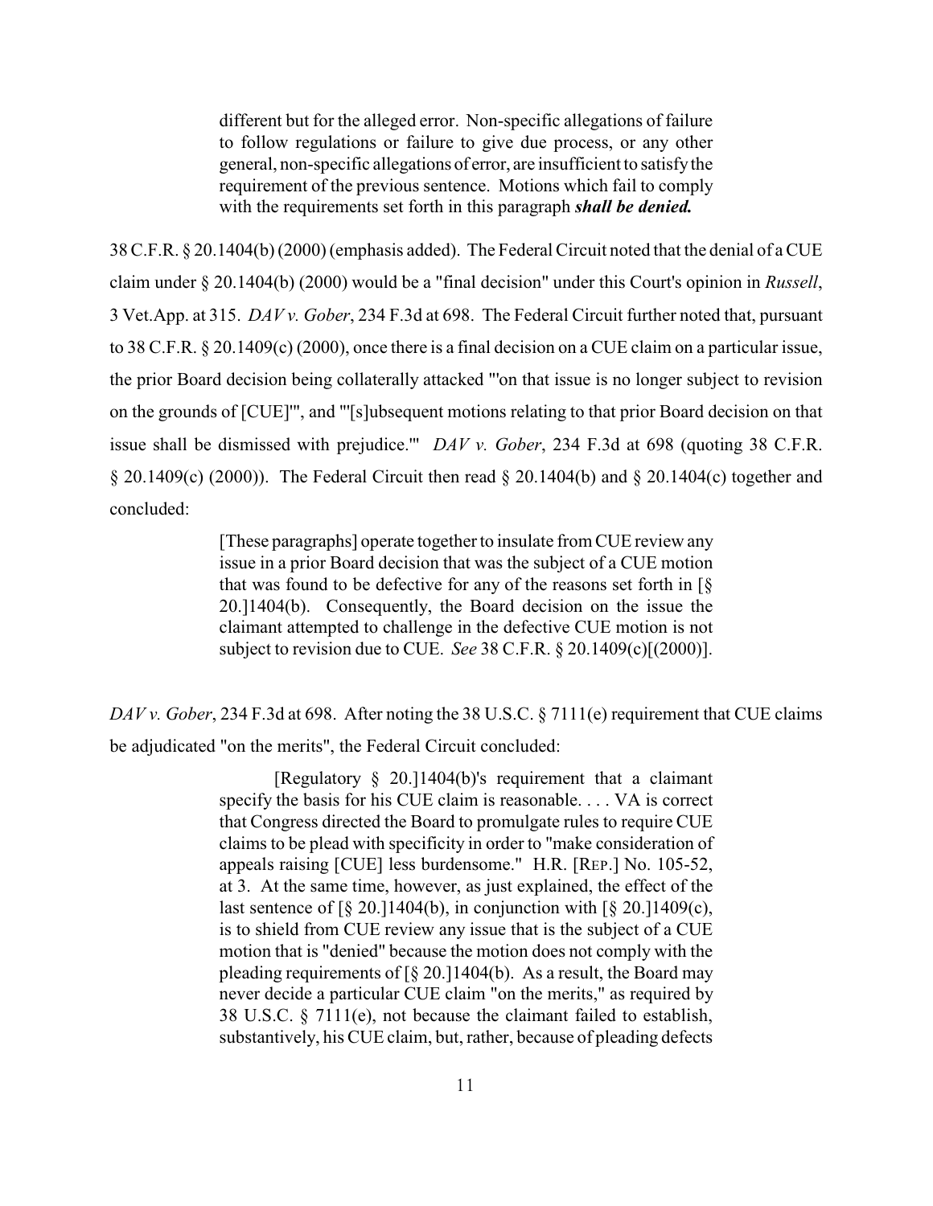> different but for the alleged error. Non-specific allegations of failure to follow regulations or failure to give due process, or any other general, non-specific allegations of error, are insufficient to satisfy the requirement of the previous sentence. Motions which fail to comply with the requirements set forth in this paragraph ***shall be denied.***

38 C.F.R. § 20.1404(b) (2000) (emphasis added). The Federal Circuit noted that the denial of a CUE claim under § 20.1404(b) (2000) would be a "final decision" under this Court's opinion in *Russell*, 3 Vet.App. at 315. *DAV v. Gober*, 234 F.3d at 698. The Federal Circuit further noted that, pursuant to 38 C.F.R. § 20.1409(c) (2000), once there is a final decision on a CUE claim on a particular issue, the prior Board decision being collaterally attacked "'on that issue is no longer subject to revision on the grounds of [CUE]'", and "'[s]ubsequent motions relating to that prior Board decision on that issue shall be dismissed with prejudice.'" *DAV v. Gober*, 234 F.3d at 698 (quoting 38 C.F.R. § 20.1409(c) (2000)). The Federal Circuit then read § 20.1404(b) and § 20.1404(c) together and concluded:

> [These paragraphs] operate together to insulate from CUE review any issue in a prior Board decision that was the subject of a CUE motion that was found to be defective for any of the reasons set forth in [§ 20.]1404(b). Consequently, the Board decision on the issue the claimant attempted to challenge in the defective CUE motion is not subject to revision due to CUE. *See* 38 C.F.R. § 20.1409(c)[(2000)].

*DAV v. Gober*, 234 F.3d at 698. After noting the 38 U.S.C. § 7111(e) requirement that CUE claims be adjudicated "on the merits", the Federal Circuit concluded:

> [Regulatory § 20.]1404(b)'s requirement that a claimant specify the basis for his CUE claim is reasonable. . . . VA is correct that Congress directed the Board to promulgate rules to require CUE claims to be plead with specificity in order to "make consideration of appeals raising [CUE] less burdensome." H.R. [REP.] No. 105-52, at 3. At the same time, however, as just explained, the effect of the last sentence of [§ 20.]1404(b), in conjunction with [§ 20.]1409(c), is to shield from CUE review any issue that is the subject of a CUE motion that is "denied" because the motion does not comply with the pleading requirements of [§ 20.]1404(b). As a result, the Board may never decide a particular CUE claim "on the merits," as required by 38 U.S.C. § 7111(e), not because the claimant failed to establish, substantively, his CUE claim, but, rather, because of pleading defects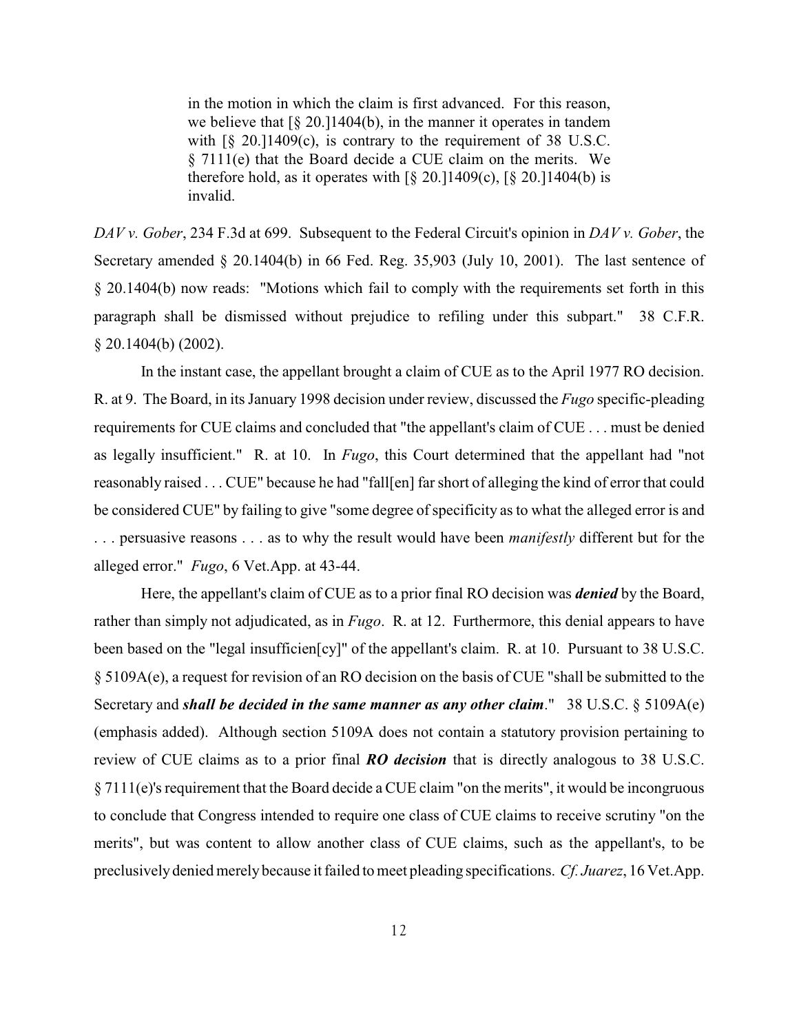> in the motion in which the claim is first advanced. For this reason, we believe that [§ 20.]1404(b), in the manner it operates in tandem with [§ 20.]1409(c), is contrary to the requirement of 38 U.S.C. § 7111(e) that the Board decide a CUE claim on the merits. We therefore hold, as it operates with [§ 20.]1409(c), [§ 20.]1404(b) is invalid.

*DAV v. Gober*, 234 F.3d at 699. Subsequent to the Federal Circuit's opinion in *DAV v. Gober*, the Secretary amended § 20.1404(b) in 66 Fed. Reg. 35,903 (July 10, 2001). The last sentence of § 20.1404(b) now reads: "Motions which fail to comply with the requirements set forth in this paragraph shall be dismissed without prejudice to refiling under this subpart." 38 C.F.R. § 20.1404(b) (2002).

In the instant case, the appellant brought a claim of CUE as to the April 1977 RO decision. R. at 9. The Board, in its January 1998 decision under review, discussed the *Fugo* specific-pleading requirements for CUE claims and concluded that "the appellant's claim of CUE . . . must be denied as legally insufficient." R. at 10. In *Fugo*, this Court determined that the appellant had "not reasonably raised . . . CUE" because he had "fall[en] far short of alleging the kind of error that could be considered CUE" by failing to give "some degree of specificity as to what the alleged error is and . . . persuasive reasons . . . as to why the result would have been *manifestly* different but for the alleged error." *Fugo*, 6 Vet.App. at 43-44.

Here, the appellant's claim of CUE as to a prior final RO decision was ***denied*** by the Board, rather than simply not adjudicated, as in *Fugo*. R. at 12. Furthermore, this denial appears to have been based on the "legal insufficien[cy]" of the appellant's claim. R. at 10. Pursuant to 38 U.S.C. § 5109A(e), a request for revision of an RO decision on the basis of CUE "shall be submitted to the Secretary and ***shall be decided in the same manner as any other claim***." 38 U.S.C. § 5109A(e) (emphasis added). Although section 5109A does not contain a statutory provision pertaining to review of CUE claims as to a prior final ***RO decision*** that is directly analogous to 38 U.S.C. § 7111(e)'s requirement that the Board decide a CUE claim "on the merits", it would be incongruous to conclude that Congress intended to require one class of CUE claims to receive scrutiny "on the merits", but was content to allow another class of CUE claims, such as the appellant's, to be preclusively denied merely because it failed to meet pleading specifications. *Cf. Juarez*, 16 Vet.App.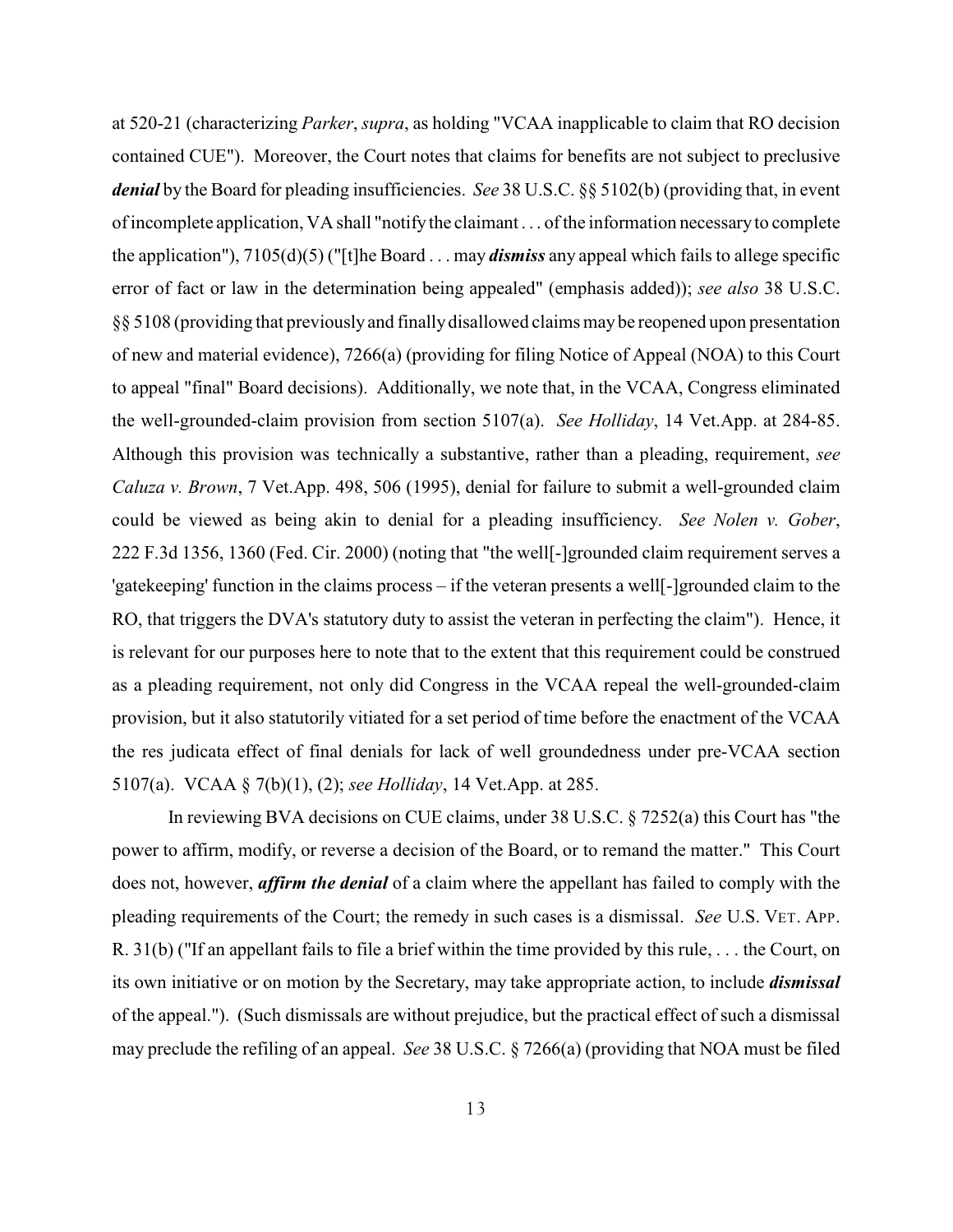at 520-21 (characterizing *Parker*, *supra*, as holding "VCAA inapplicable to claim that RO decision contained CUE"). Moreover, the Court notes that claims for benefits are not subject to preclusive ***denial*** by the Board for pleading insufficiencies. *See* 38 U.S.C. §§ 5102(b) (providing that, in event of incomplete application, VA shall "notify the claimant . . . of the information necessary to complete the application"), 7105(d)(5) ("[t]he Board . . . may ***dismiss*** any appeal which fails to allege specific error of fact or law in the determination being appealed" (emphasis added)); *see also* 38 U.S.C. §§ 5108 (providing that previously and finally disallowed claims may be reopened upon presentation of new and material evidence), 7266(a) (providing for filing Notice of Appeal (NOA) to this Court to appeal "final" Board decisions). Additionally, we note that, in the VCAA, Congress eliminated the well-grounded-claim provision from section 5107(a). *See Holliday*, 14 Vet.App. at 284-85. Although this provision was technically a substantive, rather than a pleading, requirement, *see Caluza v. Brown*, 7 Vet.App. 498, 506 (1995), denial for failure to submit a well-grounded claim could be viewed as being akin to denial for a pleading insufficiency. *See Nolen v. Gober*, 222 F.3d 1356, 1360 (Fed. Cir. 2000) (noting that "the well[-]grounded claim requirement serves a 'gatekeeping' function in the claims process – if the veteran presents a well[-]grounded claim to the RO, that triggers the DVA's statutory duty to assist the veteran in perfecting the claim"). Hence, it is relevant for our purposes here to note that to the extent that this requirement could be construed as a pleading requirement, not only did Congress in the VCAA repeal the well-grounded-claim provision, but it also statutorily vitiated for a set period of time before the enactment of the VCAA the res judicata effect of final denials for lack of well groundedness under pre-VCAA section 5107(a). VCAA § 7(b)(1), (2); *see Holliday*, 14 Vet.App. at 285.

In reviewing BVA decisions on CUE claims, under 38 U.S.C. § 7252(a) this Court has "the power to affirm, modify, or reverse a decision of the Board, or to remand the matter." This Court does not, however, ***affirm the denial*** of a claim where the appellant has failed to comply with the pleading requirements of the Court; the remedy in such cases is a dismissal. *See* U.S. VET. APP. R. 31(b) ("If an appellant fails to file a brief within the time provided by this rule, . . . the Court, on its own initiative or on motion by the Secretary, may take appropriate action, to include ***dismissal*** of the appeal."). (Such dismissals are without prejudice, but the practical effect of such a dismissal may preclude the refiling of an appeal. *See* 38 U.S.C. § 7266(a) (providing that NOA must be filed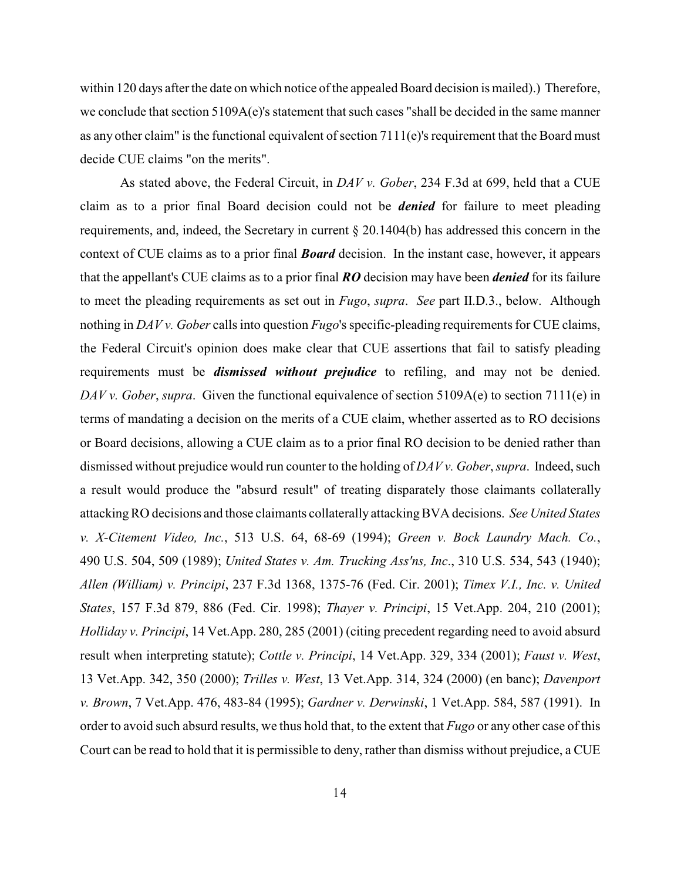within 120 days after the date on which notice of the appealed Board decision is mailed).) Therefore, we conclude that section 5109A(e)'s statement that such cases "shall be decided in the same manner as any other claim" is the functional equivalent of section 7111(e)'s requirement that the Board must decide CUE claims "on the merits".

As stated above, the Federal Circuit, in *DAV v. Gober*, 234 F.3d at 699, held that a CUE claim as to a prior final Board decision could not be ***denied*** for failure to meet pleading requirements, and, indeed, the Secretary in current § 20.1404(b) has addressed this concern in the context of CUE claims as to a prior final ***Board*** decision. In the instant case, however, it appears that the appellant's CUE claims as to a prior final ***RO*** decision may have been ***denied*** for its failure to meet the pleading requirements as set out in *Fugo*, *supra*. *See* part II.D.3., below. Although nothing in *DAV v. Gober* calls into question *Fugo*'s specific-pleading requirements for CUE claims, the Federal Circuit's opinion does make clear that CUE assertions that fail to satisfy pleading requirements must be ***dismissed without prejudice*** to refiling, and may not be denied. *DAV v. Gober*, *supra*. Given the functional equivalence of section 5109A(e) to section 7111(e) in terms of mandating a decision on the merits of a CUE claim, whether asserted as to RO decisions or Board decisions, allowing a CUE claim as to a prior final RO decision to be denied rather than dismissed without prejudice would run counter to the holding of *DAV v. Gober*, *supra*. Indeed, such a result would produce the "absurd result" of treating disparately those claimants collaterally attacking RO decisions and those claimants collaterally attacking BVA decisions. *See United States v. X-Citement Video, Inc.*, 513 U.S. 64, 68-69 (1994); *Green v. Bock Laundry Mach. Co.*, 490 U.S. 504, 509 (1989); *United States v. Am. Trucking Ass'ns, Inc*., 310 U.S. 534, 543 (1940); *Allen (William) v. Principi*, 237 F.3d 1368, 1375-76 (Fed. Cir. 2001); *Timex V.I., Inc. v. United States*, 157 F.3d 879, 886 (Fed. Cir. 1998); *Thayer v. Principi*, 15 Vet.App. 204, 210 (2001); *Holliday v. Principi*, 14 Vet.App. 280, 285 (2001) (citing precedent regarding need to avoid absurd result when interpreting statute); *Cottle v. Principi*, 14 Vet.App. 329, 334 (2001); *Faust v. West*, 13 Vet.App. 342, 350 (2000); *Trilles v. West*, 13 Vet.App. 314, 324 (2000) (en banc); *Davenport v. Brown*, 7 Vet.App. 476, 483-84 (1995); *Gardner v. Derwinski*, 1 Vet.App. 584, 587 (1991). In order to avoid such absurd results, we thus hold that, to the extent that *Fugo* or any other case of this Court can be read to hold that it is permissible to deny, rather than dismiss without prejudice, a CUE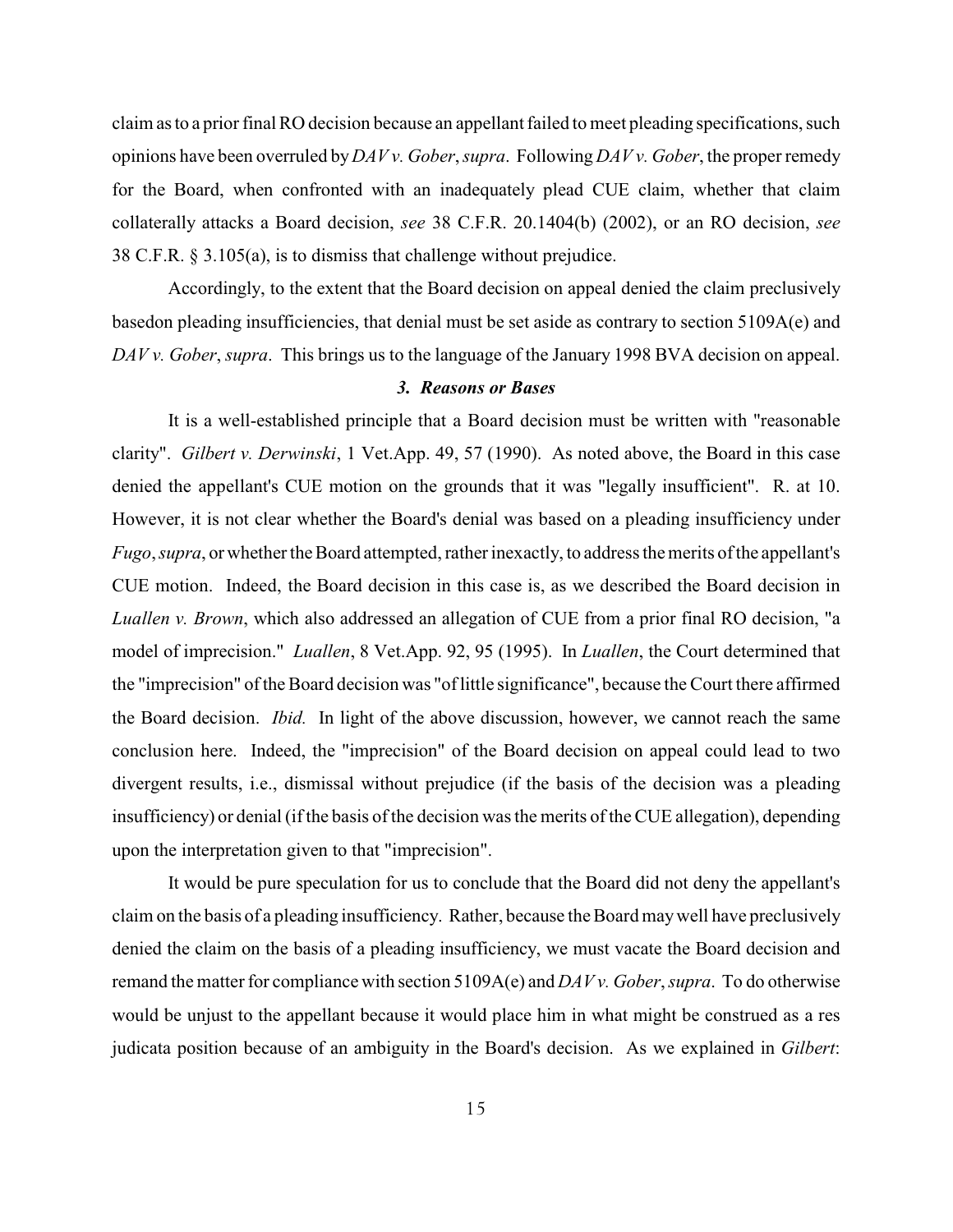claim as to a prior final RO decision because an appellant failed to meet pleading specifications, such opinions have been overruled by *DAV v. Gober*, *supra*. Following *DAV v. Gober*, the proper remedy for the Board, when confronted with an inadequately plead CUE claim, whether that claim collaterally attacks a Board decision, *see* 38 C.F.R. 20.1404(b) (2002), or an RO decision, *see* 38 C.F.R. § 3.105(a), is to dismiss that challenge without prejudice.

Accordingly, to the extent that the Board decision on appeal denied the claim preclusively basedon pleading insufficiencies, that denial must be set aside as contrary to section 5109A(e) and *DAV v. Gober*, *supra*. This brings us to the language of the January 1998 BVA decision on appeal.

### *3. Reasons or Bases*

It is a well-established principle that a Board decision must be written with "reasonable clarity". *Gilbert v. Derwinski*, 1 Vet.App. 49, 57 (1990). As noted above, the Board in this case denied the appellant's CUE motion on the grounds that it was "legally insufficient". R. at 10. However, it is not clear whether the Board's denial was based on a pleading insufficiency under *Fugo*, *supra*, or whether the Board attempted, rather inexactly, to address the merits of the appellant's CUE motion. Indeed, the Board decision in this case is, as we described the Board decision in *Luallen v. Brown*, which also addressed an allegation of CUE from a prior final RO decision, "a model of imprecision." *Luallen*, 8 Vet.App. 92, 95 (1995). In *Luallen*, the Court determined that the "imprecision" of the Board decision was "of little significance", because the Court there affirmed the Board decision. *Ibid.* In light of the above discussion, however, we cannot reach the same conclusion here. Indeed, the "imprecision" of the Board decision on appeal could lead to two divergent results, i.e., dismissal without prejudice (if the basis of the decision was a pleading insufficiency) or denial (if the basis of the decision was the merits of the CUE allegation), depending upon the interpretation given to that "imprecision".

It would be pure speculation for us to conclude that the Board did not deny the appellant's claim on the basis of a pleading insufficiency. Rather, because the Board may well have preclusively denied the claim on the basis of a pleading insufficiency, we must vacate the Board decision and remand the matter for compliance with section 5109A(e) and *DAV v. Gober*, *supra*. To do otherwise would be unjust to the appellant because it would place him in what might be construed as a res judicata position because of an ambiguity in the Board's decision. As we explained in *Gilbert*: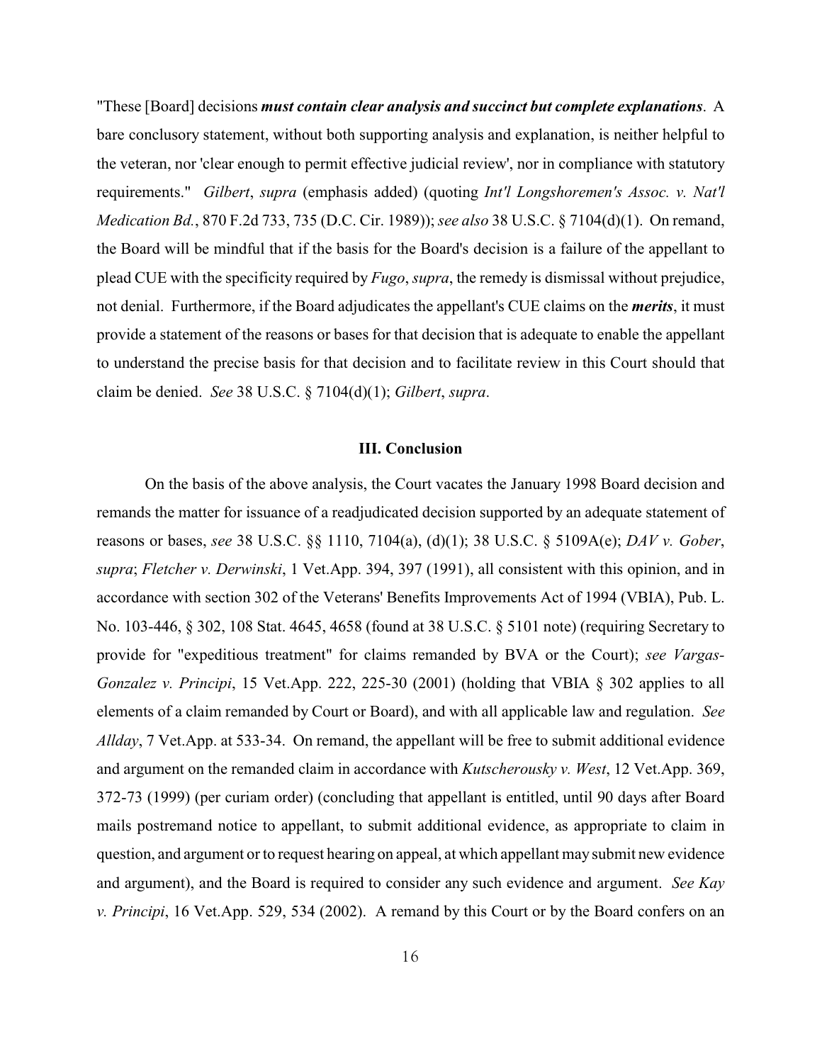"These [Board] decisions ***must contain clear analysis and succinct but complete explanations***. A bare conclusory statement, without both supporting analysis and explanation, is neither helpful to the veteran, nor 'clear enough to permit effective judicial review', nor in compliance with statutory requirements." *Gilbert*, *supra* (emphasis added) (quoting *Int'l Longshoremen's Assoc. v. Nat'l Medication Bd.*, 870 F.2d 733, 735 (D.C. Cir. 1989)); *see also* 38 U.S.C. § 7104(d)(1). On remand, the Board will be mindful that if the basis for the Board's decision is a failure of the appellant to plead CUE with the specificity required by *Fugo*, *supra*, the remedy is dismissal without prejudice, not denial. Furthermore, if the Board adjudicates the appellant's CUE claims on the ***merits***, it must provide a statement of the reasons or bases for that decision that is adequate to enable the appellant to understand the precise basis for that decision and to facilitate review in this Court should that claim be denied. *See* 38 U.S.C. § 7104(d)(1); *Gilbert*, *supra*.

## III. Conclusion

On the basis of the above analysis, the Court vacates the January 1998 Board decision and remands the matter for issuance of a readjudicated decision supported by an adequate statement of reasons or bases, *see* 38 U.S.C. §§ 1110, 7104(a), (d)(1); 38 U.S.C. § 5109A(e); *DAV v. Gober*, *supra*; *Fletcher v. Derwinski*, 1 Vet.App. 394, 397 (1991), all consistent with this opinion, and in accordance with section 302 of the Veterans' Benefits Improvements Act of 1994 (VBIA), Pub. L. No. 103-446, § 302, 108 Stat. 4645, 4658 (found at 38 U.S.C. § 5101 note) (requiring Secretary to provide for "expeditious treatment" for claims remanded by BVA or the Court); *see Vargas-Gonzalez v. Principi*, 15 Vet.App. 222, 225-30 (2001) (holding that VBIA § 302 applies to all elements of a claim remanded by Court or Board), and with all applicable law and regulation. *See Allday*, 7 Vet.App. at 533-34. On remand, the appellant will be free to submit additional evidence and argument on the remanded claim in accordance with *Kutscherousky v. West*, 12 Vet.App. 369, 372-73 (1999) (per curiam order) (concluding that appellant is entitled, until 90 days after Board mails postremand notice to appellant, to submit additional evidence, as appropriate to claim in question, and argument or to request hearing on appeal, at which appellant may submit new evidence and argument), and the Board is required to consider any such evidence and argument. *See Kay v. Principi*, 16 Vet.App. 529, 534 (2002). A remand by this Court or by the Board confers on an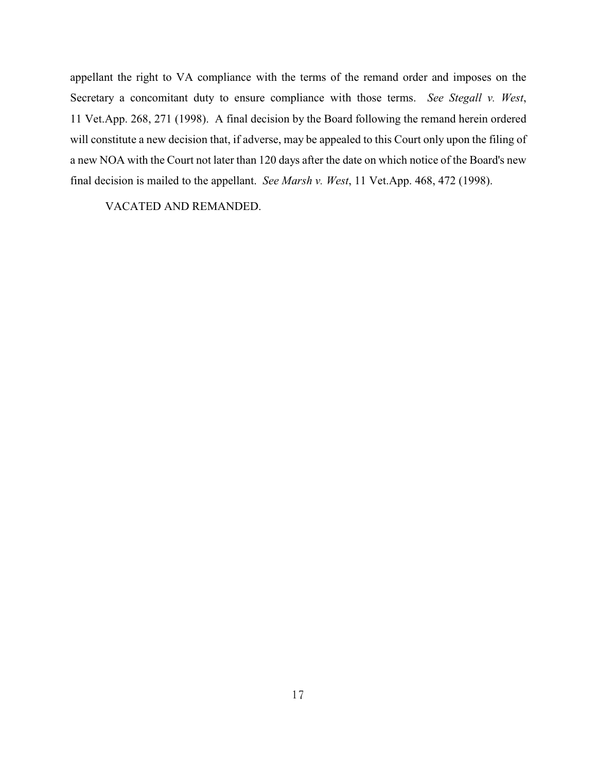appellant the right to VA compliance with the terms of the remand order and imposes on the Secretary a concomitant duty to ensure compliance with those terms. *See Stegall v. West*, 11 Vet.App. 268, 271 (1998). A final decision by the Board following the remand herein ordered will constitute a new decision that, if adverse, may be appealed to this Court only upon the filing of a new NOA with the Court not later than 120 days after the date on which notice of the Board's new final decision is mailed to the appellant. *See Marsh v. West*, 11 Vet.App. 468, 472 (1998).

VACATED AND REMANDED.